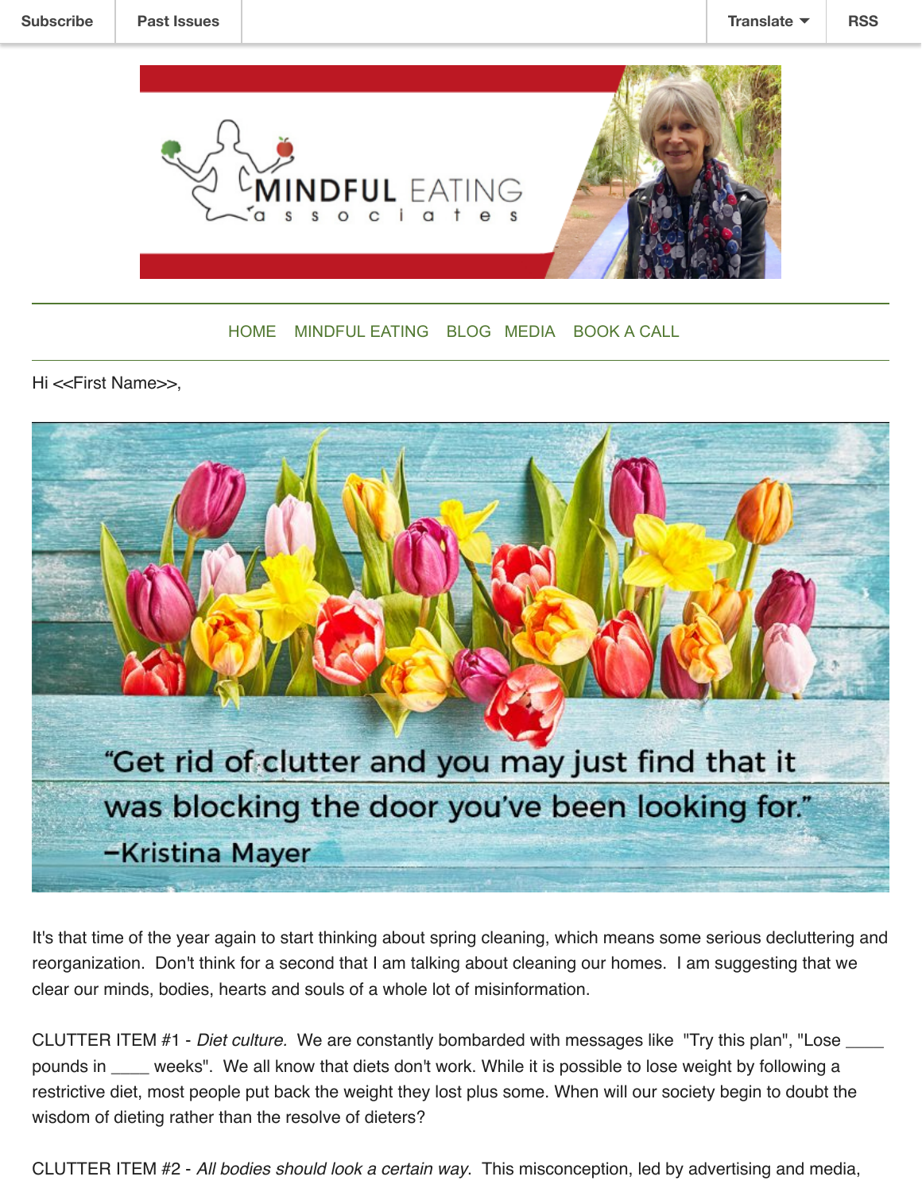Subscribe | Past Issues | Translate | RSS

HOME MINDFUL EATING BLOG MEDIA BOOK A CALL

Hi <<First Name>>,

"Get rid of clutter and you may just find that it was blocking the door you've been looking for."
–Kristina Mayer

It's that time of the year again to start thinking about spring cleaning, which means some serious decluttering and reorganization. Don't think for a second that I am talking about cleaning our homes. I am suggesting that we clear our minds, bodies, hearts and souls of a whole lot of misinformation.

CLUTTER ITEM #1 - *Diet culture.* We are constantly bombarded with messages like "Try this plan", "Lose ____ pounds in ____ weeks". We all know that diets don't work. While it is possible to lose weight by following a restrictive diet, most people put back the weight they lost plus some. When will our society begin to doubt the wisdom of dieting rather than the resolve of dieters?

CLUTTER ITEM #2 - *All bodies should look a certain way.* This misconception, led by advertising and media,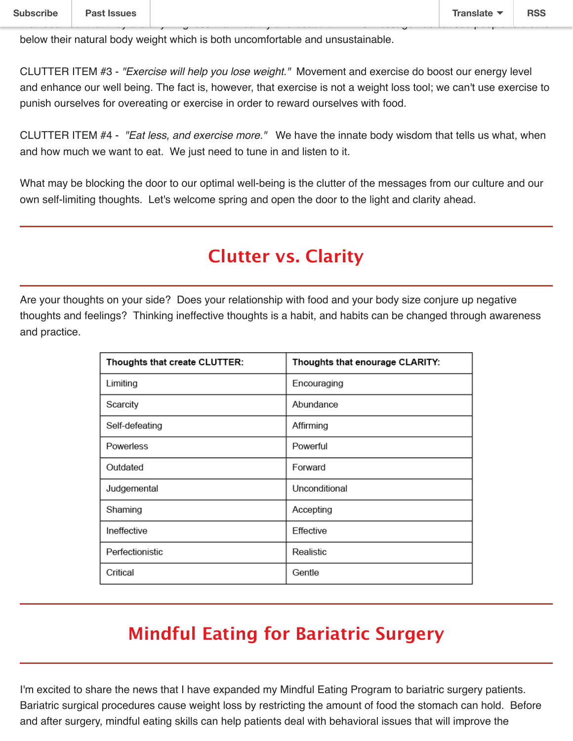below their natural body weight which is both uncomfortable and unsustainable.

CLUTTER ITEM #3 - *"Exercise will help you lose weight."* Movement and exercise do boost our energy level and enhance our well being. The fact is, however, that exercise is not a weight loss tool; we can't use exercise to punish ourselves for overeating or exercise in order to reward ourselves with food.

CLUTTER ITEM #4 - *"Eat less, and exercise more."* We have the innate body wisdom that tells us what, when and how much we want to eat. We just need to tune in and listen to it.

What may be blocking the door to our optimal well-being is the clutter of the messages from our culture and our own self-limiting thoughts. Let's welcome spring and open the door to the light and clarity ahead.

## Clutter vs. Clarity

Are your thoughts on your side? Does your relationship with food and your body size conjure up negative thoughts and feelings? Thinking ineffective thoughts is a habit, and habits can be changed through awareness and practice.

| Thoughts that create CLUTTER: | Thoughts that enourage CLARITY: |
| --- | --- |
| Limiting | Encouraging |
| Scarcity | Abundance |
| Self-defeating | Affirming |
| Powerless | Powerful |
| Outdated | Forward |
| Judgemental | Unconditional |
| Shaming | Accepting |
| Ineffective | Effective |
| Perfectionistic | Realistic |
| Critical | Gentle |

## Mindful Eating for Bariatric Surgery

I'm excited to share the news that I have expanded my Mindful Eating Program to bariatric surgery patients. Bariatric surgical procedures cause weight loss by restricting the amount of food the stomach can hold. Before and after surgery, mindful eating skills can help patients deal with behavioral issues that will improve the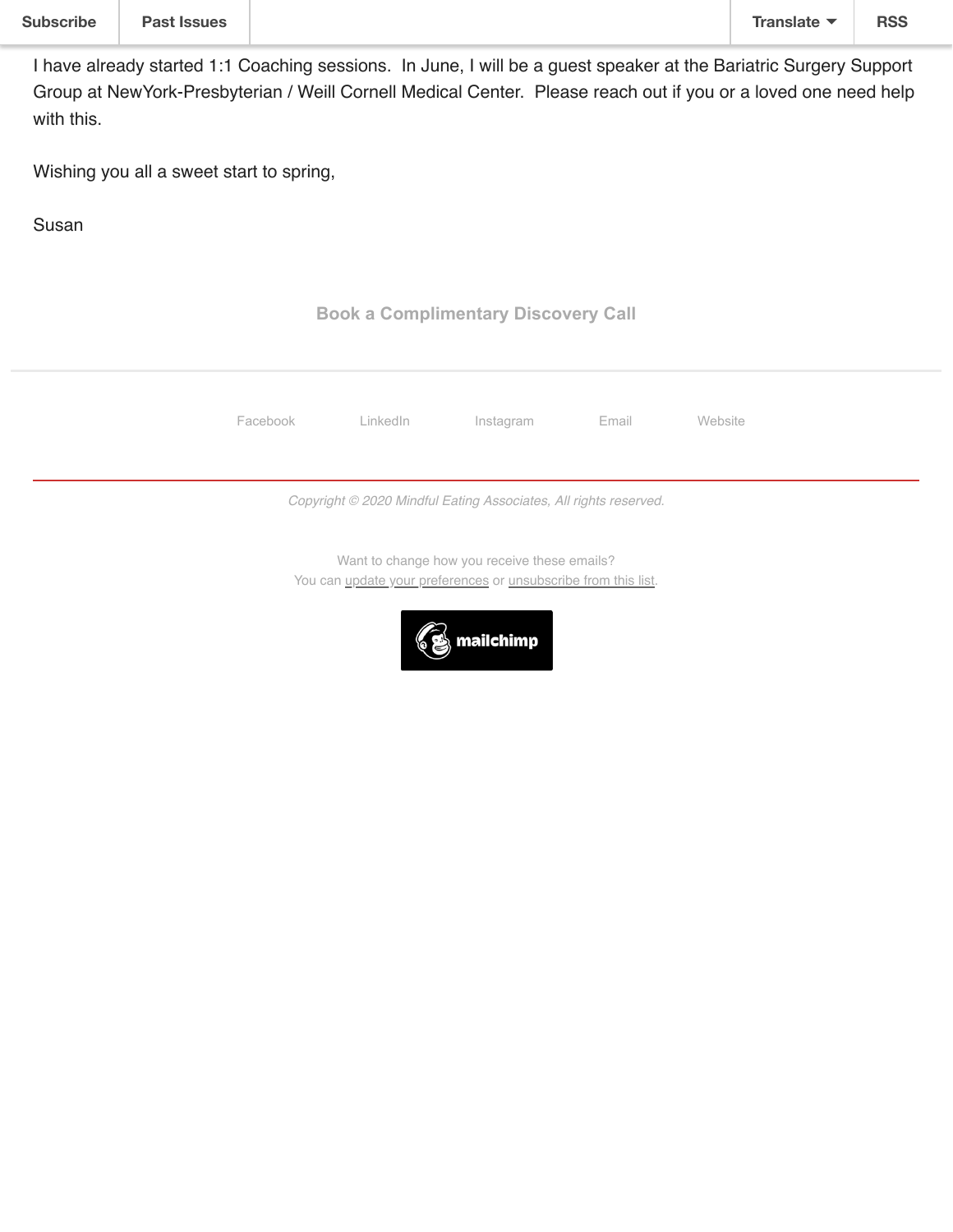I have already started 1:1 Coaching sessions.  In June, I will be a guest speaker at the Bariatric Surgery Support Group at NewYork-Presbyterian / Weill Cornell Medical Center.  Please reach out if you or a loved one need help with this.

Wishing you all a sweet start to spring,

Susan

**Book a Complimentary Discovery Call**

---

Facebook LinkedIn Instagram Email Website

---

*Copyright © 2020 Mindful Eating Associates, All rights reserved.*

Want to change how you receive these emails?
You can update your preferences or unsubscribe from this list.